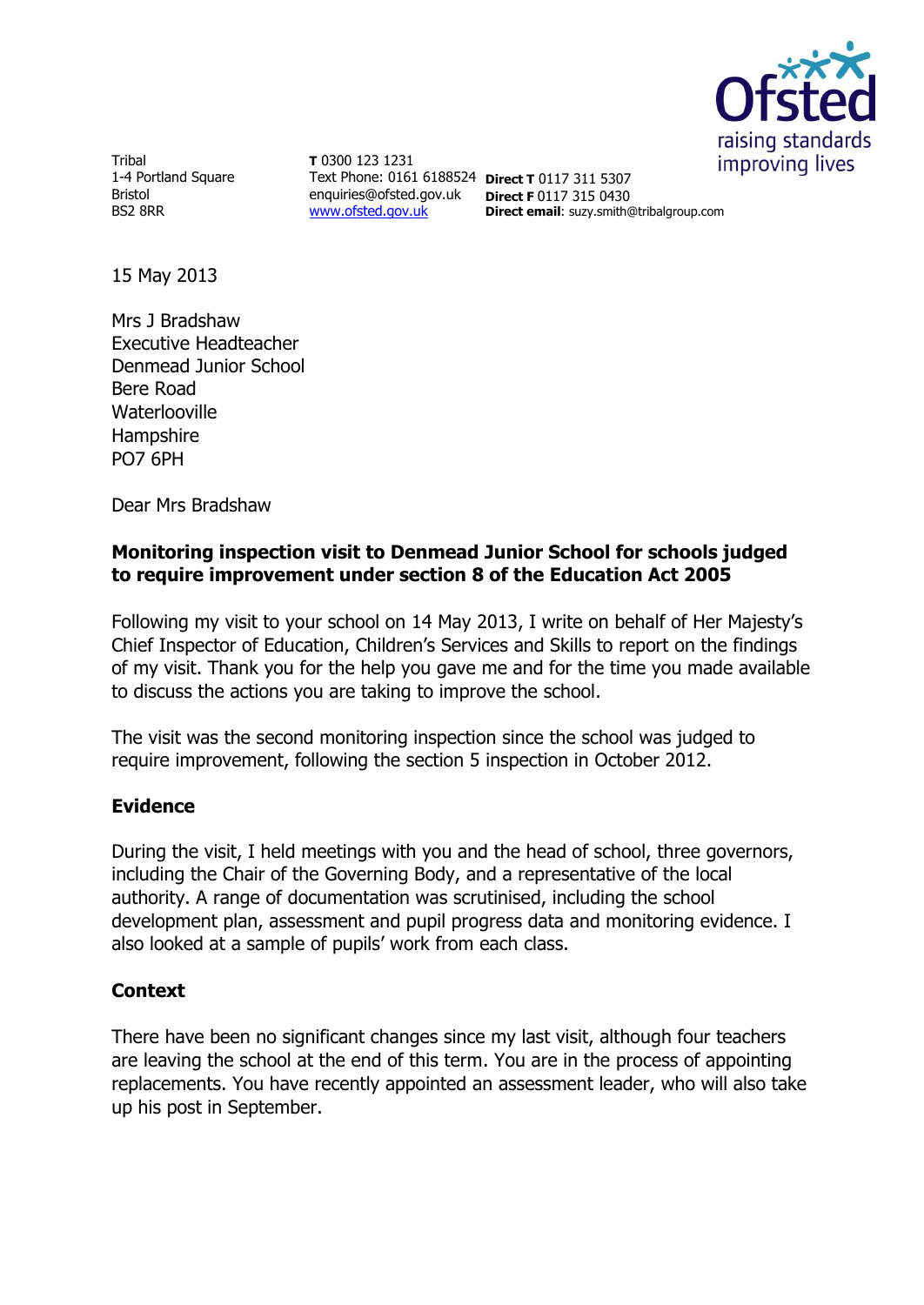Tribal
1-4 Portland Square
Bristol
BS2 8RR

**T** 0300 123 1231
Text Phone: 0161 6188524
enquiries@ofsted.gov.uk
www.ofsted.gov.uk

**Direct T** 0117 311 5307
**Direct F** 0117 315 0430
**Direct email**: suzy.smith@tribalgroup.com

15 May 2013

Mrs J Bradshaw
Executive Headteacher
Denmead Junior School
Bere Road
Waterlooville
Hampshire
PO7 6PH

Dear Mrs Bradshaw

**Monitoring inspection visit to Denmead Junior School for schools judged to require improvement under section 8 of the Education Act 2005**

Following my visit to your school on 14 May 2013, I write on behalf of Her Majesty's Chief Inspector of Education, Children's Services and Skills to report on the findings of my visit. Thank you for the help you gave me and for the time you made available to discuss the actions you are taking to improve the school.

The visit was the second monitoring inspection since the school was judged to require improvement, following the section 5 inspection in October 2012.

## Evidence

During the visit, I held meetings with you and the head of school, three governors, including the Chair of the Governing Body, and a representative of the local authority. A range of documentation was scrutinised, including the school development plan, assessment and pupil progress data and monitoring evidence. I also looked at a sample of pupils' work from each class.

## Context

There have been no significant changes since my last visit, although four teachers are leaving the school at the end of this term. You are in the process of appointing replacements. You have recently appointed an assessment leader, who will also take up his post in September.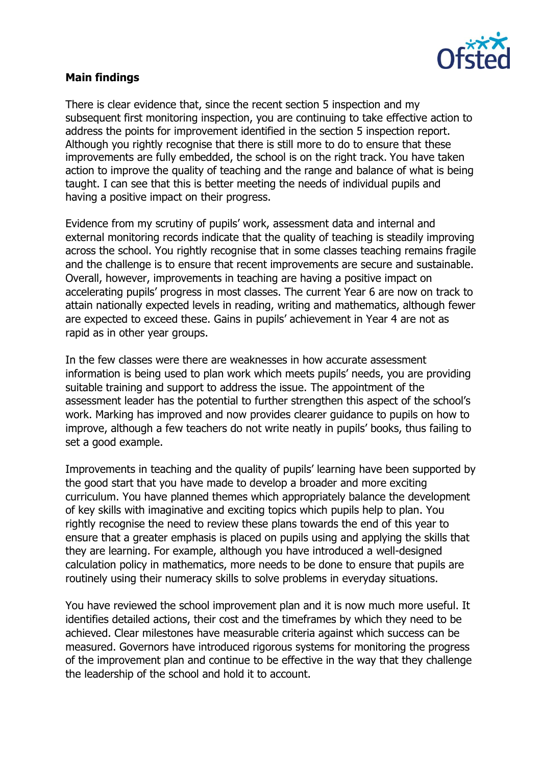**Main findings**

There is clear evidence that, since the recent section 5 inspection and my subsequent first monitoring inspection, you are continuing to take effective action to address the points for improvement identified in the section 5 inspection report. Although you rightly recognise that there is still more to do to ensure that these improvements are fully embedded, the school is on the right track. You have taken action to improve the quality of teaching and the range and balance of what is being taught. I can see that this is better meeting the needs of individual pupils and having a positive impact on their progress.

Evidence from my scrutiny of pupils' work, assessment data and internal and external monitoring records indicate that the quality of teaching is steadily improving across the school. You rightly recognise that in some classes teaching remains fragile and the challenge is to ensure that recent improvements are secure and sustainable. Overall, however, improvements in teaching are having a positive impact on accelerating pupils' progress in most classes. The current Year 6 are now on track to attain nationally expected levels in reading, writing and mathematics, although fewer are expected to exceed these. Gains in pupils' achievement in Year 4 are not as rapid as in other year groups.

In the few classes were there are weaknesses in how accurate assessment information is being used to plan work which meets pupils' needs, you are providing suitable training and support to address the issue. The appointment of the assessment leader has the potential to further strengthen this aspect of the school's work. Marking has improved and now provides clearer guidance to pupils on how to improve, although a few teachers do not write neatly in pupils' books, thus failing to set a good example.

Improvements in teaching and the quality of pupils' learning have been supported by the good start that you have made to develop a broader and more exciting curriculum. You have planned themes which appropriately balance the development of key skills with imaginative and exciting topics which pupils help to plan. You rightly recognise the need to review these plans towards the end of this year to ensure that a greater emphasis is placed on pupils using and applying the skills that they are learning. For example, although you have introduced a well-designed calculation policy in mathematics, more needs to be done to ensure that pupils are routinely using their numeracy skills to solve problems in everyday situations.

You have reviewed the school improvement plan and it is now much more useful. It identifies detailed actions, their cost and the timeframes by which they need to be achieved. Clear milestones have measurable criteria against which success can be measured. Governors have introduced rigorous systems for monitoring the progress of the improvement plan and continue to be effective in the way that they challenge the leadership of the school and hold it to account.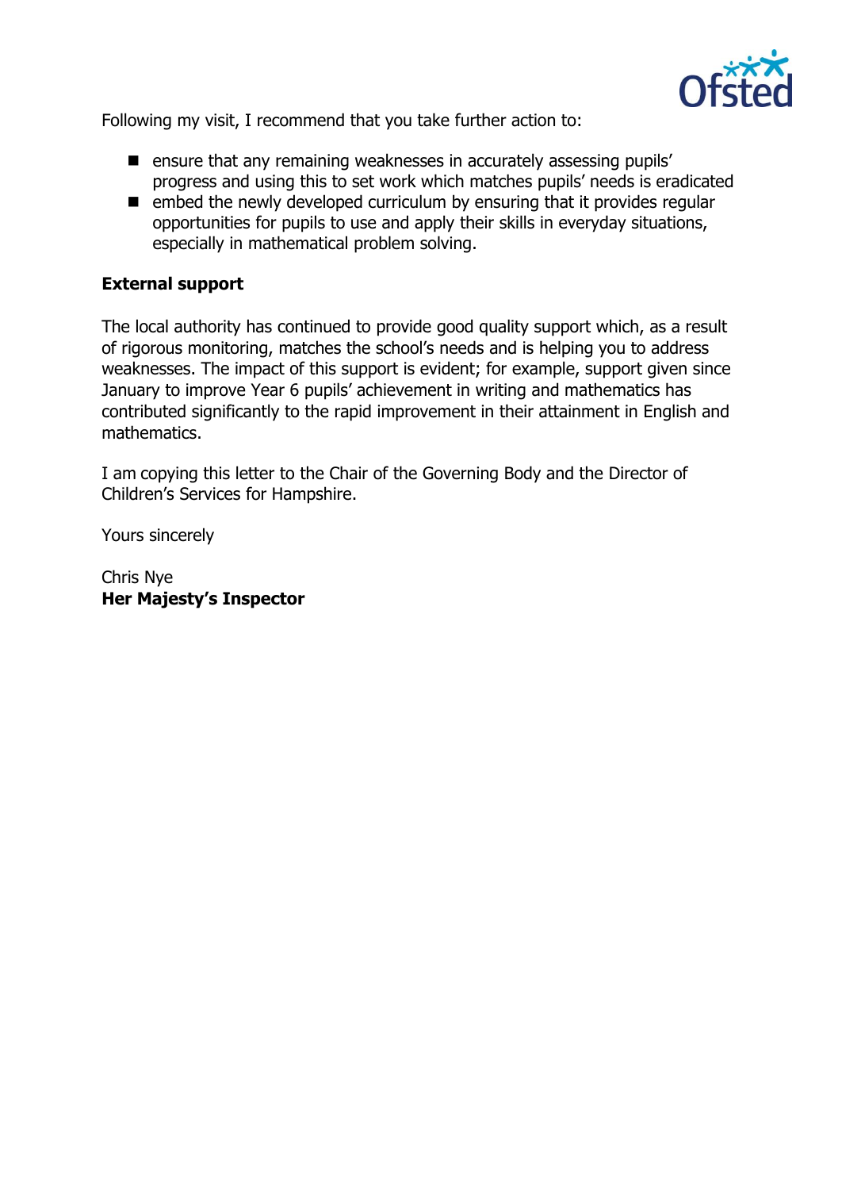Following my visit, I recommend that you take further action to:

- ensure that any remaining weaknesses in accurately assessing pupils' progress and using this to set work which matches pupils' needs is eradicated
- embed the newly developed curriculum by ensuring that it provides regular opportunities for pupils to use and apply their skills in everyday situations, especially in mathematical problem solving.

**External support**

The local authority has continued to provide good quality support which, as a result of rigorous monitoring, matches the school's needs and is helping you to address weaknesses. The impact of this support is evident; for example, support given since January to improve Year 6 pupils' achievement in writing and mathematics has contributed significantly to the rapid improvement in their attainment in English and mathematics.

I am copying this letter to the Chair of the Governing Body and the Director of Children's Services for Hampshire.

Yours sincerely

Chris Nye
**Her Majesty's Inspector**